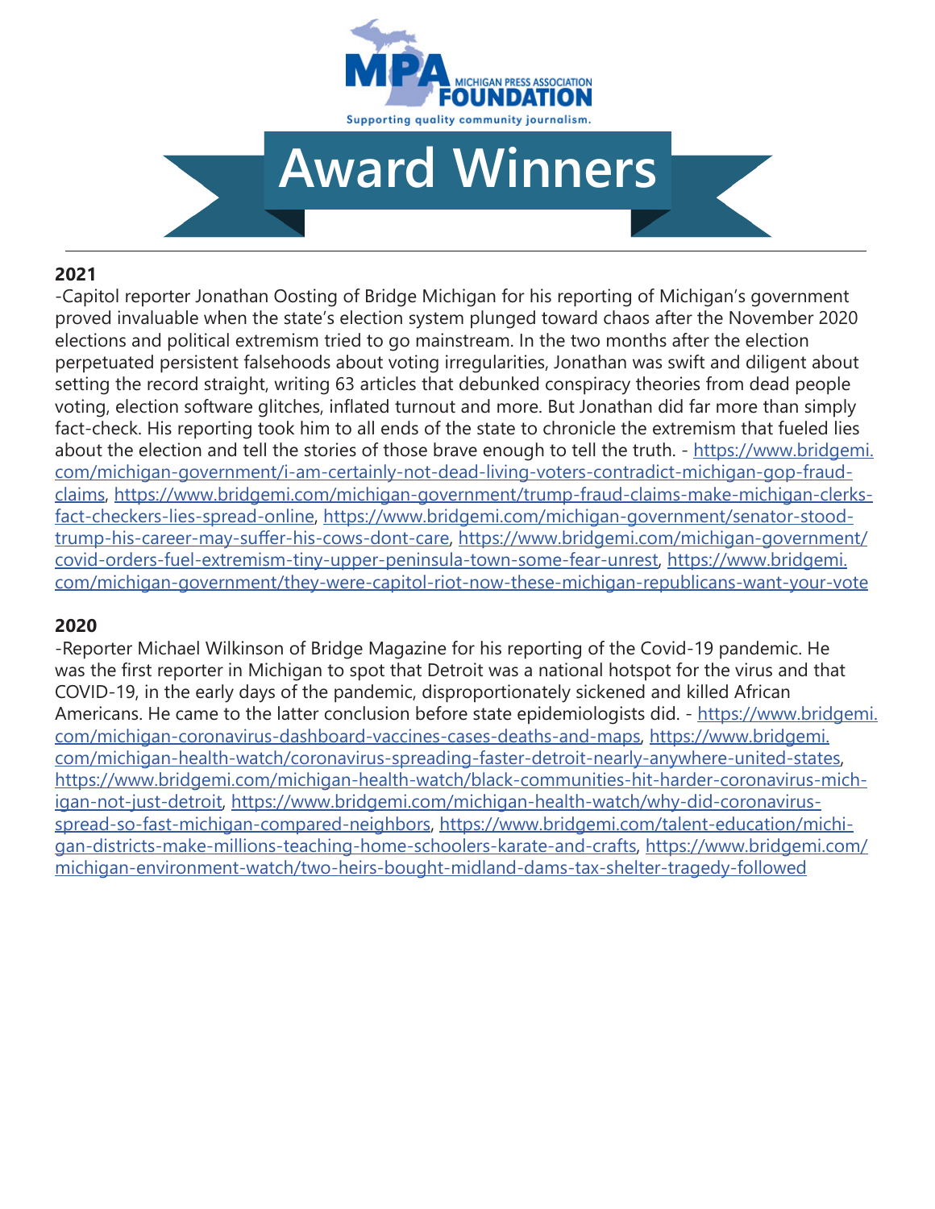MPA MICHIGAN PRESS ASSOCIATION FOUNDATION

Supporting quality community journalism.

# Award Winners

**2021**

-Capitol reporter Jonathan Oosting of Bridge Michigan for his reporting of Michigan's government proved invaluable when the state's election system plunged toward chaos after the November 2020 elections and political extremism tried to go mainstream. In the two months after the election perpetuated persistent falsehoods about voting irregularities, Jonathan was swift and diligent about setting the record straight, writing 63 articles that debunked conspiracy theories from dead people voting, election software glitches, inflated turnout and more. But Jonathan did far more than simply fact-check. His reporting took him to all ends of the state to chronicle the extremism that fueled lies about the election and tell the stories of those brave enough to tell the truth. - https://www.bridgemi.com/michigan-government/i-am-certainly-not-dead-living-voters-contradict-michigan-gop-fraud-claims, https://www.bridgemi.com/michigan-government/trump-fraud-claims-make-michigan-clerks-fact-checkers-lies-spread-online, https://www.bridgemi.com/michigan-government/senator-stood-trump-his-career-may-suffer-his-cows-dont-care, https://www.bridgemi.com/michigan-government/covid-orders-fuel-extremism-tiny-upper-peninsula-town-some-fear-unrest, https://www.bridgemi.com/michigan-government/they-were-capitol-riot-now-these-michigan-republicans-want-your-vote

**2020**

-Reporter Michael Wilkinson of Bridge Magazine for his reporting of the Covid-19 pandemic. He was the first reporter in Michigan to spot that Detroit was a national hotspot for the virus and that COVID-19, in the early days of the pandemic, disproportionately sickened and killed African Americans. He came to the latter conclusion before state epidemiologists did. - https://www.bridgemi.com/michigan-coronavirus-dashboard-vaccines-cases-deaths-and-maps, https://www.bridgemi.com/michigan-health-watch/coronavirus-spreading-faster-detroit-nearly-anywhere-united-states, https://www.bridgemi.com/michigan-health-watch/black-communities-hit-harder-coronavirus-michigan-not-just-detroit, https://www.bridgemi.com/michigan-health-watch/why-did-coronavirus-spread-so-fast-michigan-compared-neighbors, https://www.bridgemi.com/talent-education/michigan-districts-make-millions-teaching-home-schoolers-karate-and-crafts, https://www.bridgemi.com/michigan-environment-watch/two-heirs-bought-midland-dams-tax-shelter-tragedy-followed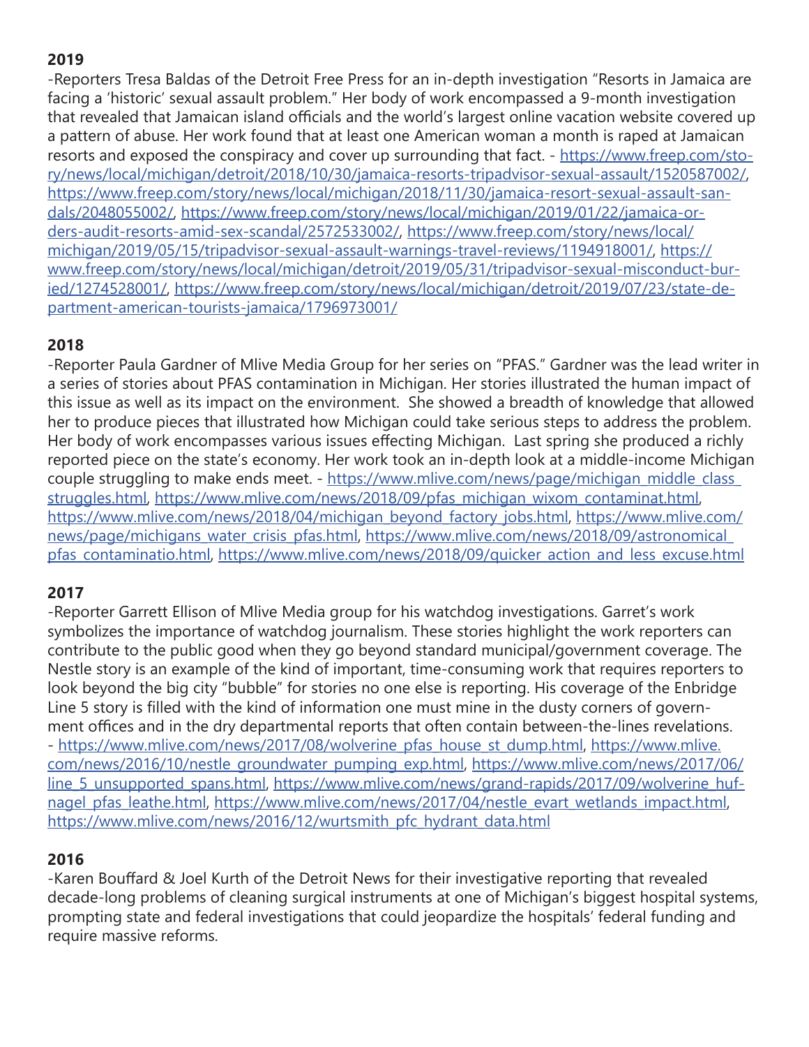## 2019

-Reporters Tresa Baldas of the Detroit Free Press for an in-depth investigation "Resorts in Jamaica are facing a 'historic' sexual assault problem." Her body of work encompassed a 9-month investigation that revealed that Jamaican island officials and the world's largest online vacation website covered up a pattern of abuse. Her work found that at least one American woman a month is raped at Jamaican resorts and exposed the conspiracy and cover up surrounding that fact. - https://www.freep.com/story/news/local/michigan/detroit/2018/10/30/jamaica-resorts-tripadvisor-sexual-assault/1520587002/, https://www.freep.com/story/news/local/michigan/2018/11/30/jamaica-resort-sexual-assault-sandals/2048055002/, https://www.freep.com/story/news/local/michigan/2019/01/22/jamaica-orders-audit-resorts-amid-sex-scandal/2572533002/, https://www.freep.com/story/news/local/michigan/2019/05/15/tripadvisor-sexual-assault-warnings-travel-reviews/1194918001/, https://www.freep.com/story/news/local/michigan/detroit/2019/05/31/tripadvisor-sexual-misconduct-buried/1274528001/, https://www.freep.com/story/news/local/michigan/detroit/2019/07/23/state-department-american-tourists-jamaica/1796973001/

## 2018

-Reporter Paula Gardner of Mlive Media Group for her series on "PFAS." Gardner was the lead writer in a series of stories about PFAS contamination in Michigan. Her stories illustrated the human impact of this issue as well as its impact on the environment. She showed a breadth of knowledge that allowed her to produce pieces that illustrated how Michigan could take serious steps to address the problem. Her body of work encompasses various issues effecting Michigan. Last spring she produced a richly reported piece on the state's economy. Her work took an in-depth look at a middle-income Michigan couple struggling to make ends meet. - https://www.mlive.com/news/page/michigan_middle_class_struggles.html, https://www.mlive.com/news/2018/09/pfas_michigan_wixom_contaminat.html, https://www.mlive.com/news/2018/04/michigan_beyond_factory_jobs.html, https://www.mlive.com/news/page/michigans_water_crisis_pfas.html, https://www.mlive.com/news/2018/09/astronomical_pfas_contaminatio.html, https://www.mlive.com/news/2018/09/quicker_action_and_less_excuse.html

## 2017

-Reporter Garrett Ellison of Mlive Media group for his watchdog investigations. Garret's work symbolizes the importance of watchdog journalism. These stories highlight the work reporters can contribute to the public good when they go beyond standard municipal/government coverage. The Nestle story is an example of the kind of important, time-consuming work that requires reporters to look beyond the big city "bubble" for stories no one else is reporting. His coverage of the Enbridge Line 5 story is filled with the kind of information one must mine in the dusty corners of government offices and in the dry departmental reports that often contain between-the-lines revelations. - https://www.mlive.com/news/2017/08/wolverine_pfas_house_st_dump.html, https://www.mlive.com/news/2016/10/nestle_groundwater_pumping_exp.html, https://www.mlive.com/news/2017/06/line_5_unsupported_spans.html, https://www.mlive.com/news/grand-rapids/2017/09/wolverine_hufnagel_pfas_leathe.html, https://www.mlive.com/news/2017/04/nestle_evart_wetlands_impact.html, https://www.mlive.com/news/2016/12/wurtsmith_pfc_hydrant_data.html

## 2016

-Karen Bouffard & Joel Kurth of the Detroit News for their investigative reporting that revealed decade-long problems of cleaning surgical instruments at one of Michigan's biggest hospital systems, prompting state and federal investigations that could jeopardize the hospitals' federal funding and require massive reforms.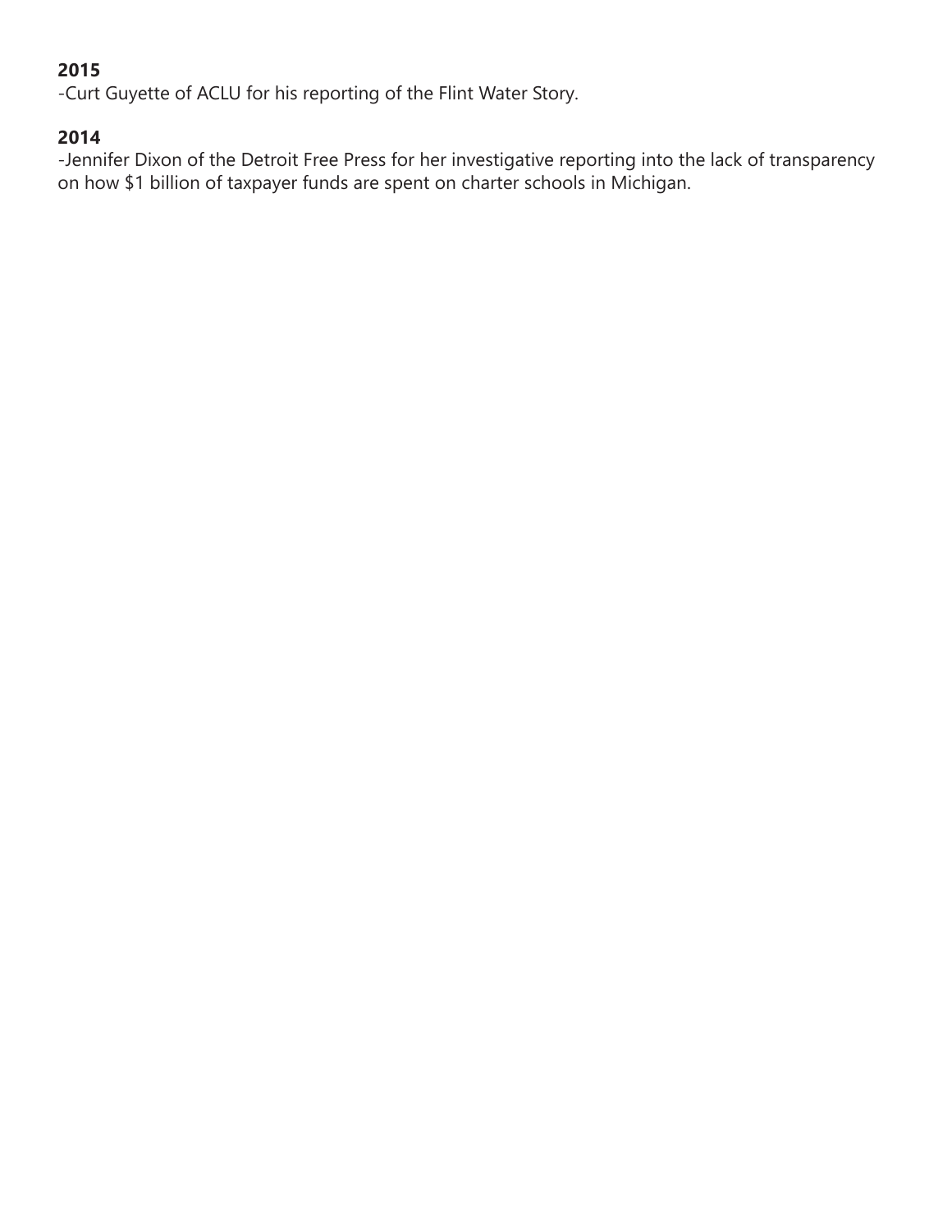**2015**

-Curt Guyette of ACLU for his reporting of the Flint Water Story.

**2014**

-Jennifer Dixon of the Detroit Free Press for her investigative reporting into the lack of transparency on how $1 billion of taxpayer funds are spent on charter schools in Michigan.